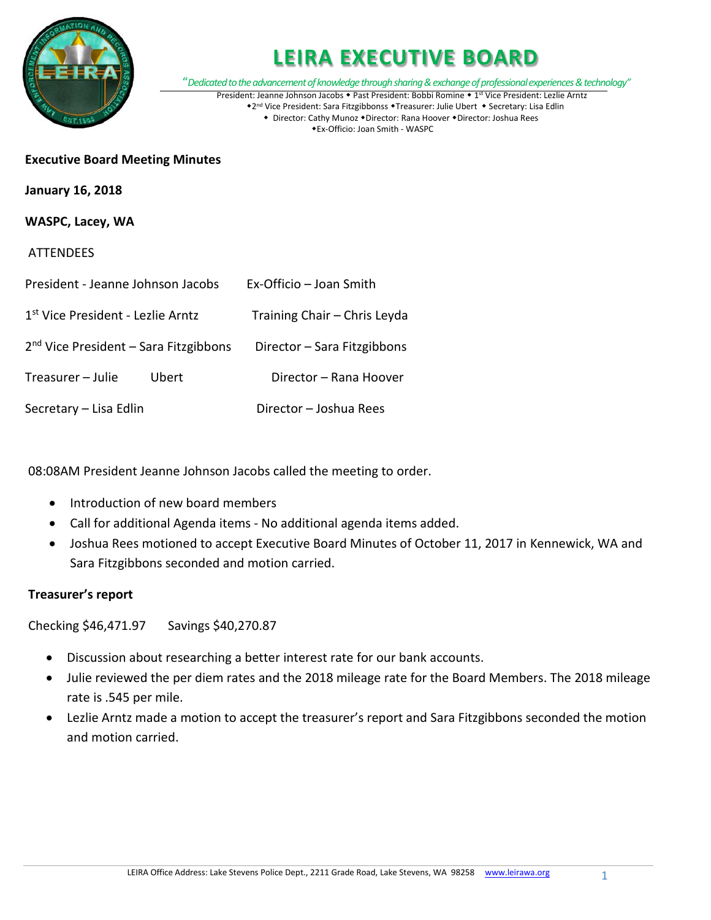# LEIRA EXECUTIVE BOARD

*"Dedicated to the advancement of knowledge through sharing & exchange of professional experiences & technology"*

President: Jeanne Johnson Jacobs ◆ Past President: Bobbi Romine ◆ 1st Vice President: Lezlie Arntz ◆2nd Vice President: Sara Fitzgibbonss ◆Treasurer: Julie Ubert ◆ Secretary: Lisa Edlin ◆ Director: Cathy Munoz ◆Director: Rana Hoover ◆Director: Joshua Rees ◆Ex-Officio: Joan Smith - WASPC

**Executive Board Meeting Minutes**

**January 16, 2018**

**WASPC, Lacey, WA**

ATTENDEES

| | |
|---|---|
| President - Jeanne Johnson Jacobs | Ex-Officio – Joan Smith |
| 1st Vice President - Lezlie Arntz | Training Chair – Chris Leyda |
| 2nd Vice President – Sara Fitzgibbons | Director – Sara Fitzgibbons |
| Treasurer – Julie Ubert | Director – Rana Hoover |
| Secretary – Lisa Edlin | Director – Joshua Rees |

08:08AM President Jeanne Johnson Jacobs called the meeting to order.

- Introduction of new board members
- Call for additional Agenda items - No additional agenda items added.
- Joshua Rees motioned to accept Executive Board Minutes of October 11, 2017 in Kennewick, WA and Sara Fitzgibbons seconded and motion carried.

**Treasurer's report**

Checking $46,471.97 Savings $40,270.87

- Discussion about researching a better interest rate for our bank accounts.
- Julie reviewed the per diem rates and the 2018 mileage rate for the Board Members. The 2018 mileage rate is .545 per mile.
- Lezlie Arntz made a motion to accept the treasurer's report and Sara Fitzgibbons seconded the motion and motion carried.

LEIRA Office Address: Lake Stevens Police Dept., 2211 Grade Road, Lake Stevens, WA 98258 www.leirawa.org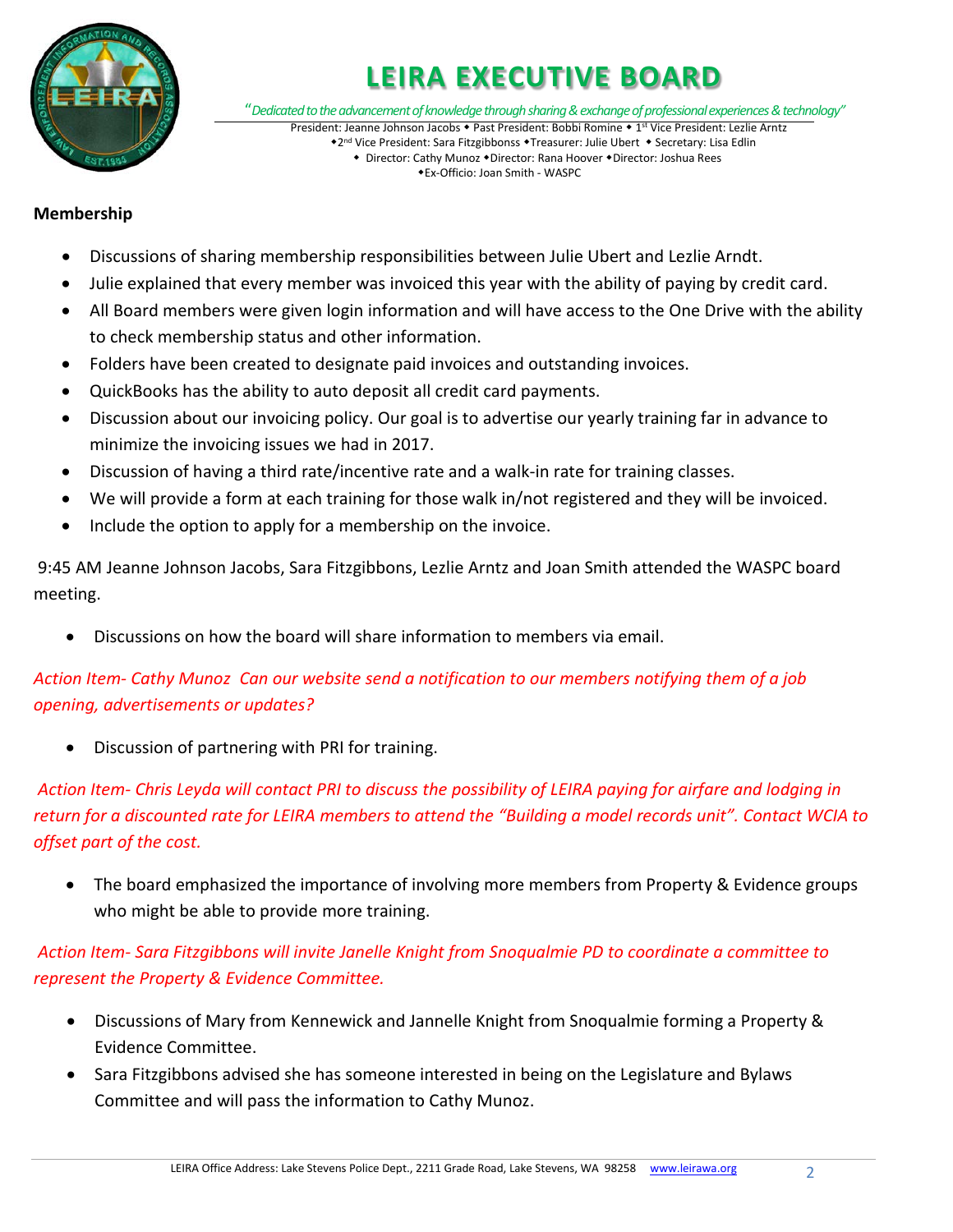**Membership**

- Discussions of sharing membership responsibilities between Julie Ubert and Lezlie Arndt.
- Julie explained that every member was invoiced this year with the ability of paying by credit card.
- All Board members were given login information and will have access to the One Drive with the ability to check membership status and other information.
- Folders have been created to designate paid invoices and outstanding invoices.
- QuickBooks has the ability to auto deposit all credit card payments.
- Discussion about our invoicing policy. Our goal is to advertise our yearly training far in advance to minimize the invoicing issues we had in 2017.
- Discussion of having a third rate/incentive rate and a walk-in rate for training classes.
- We will provide a form at each training for those walk in/not registered and they will be invoiced.
- Include the option to apply for a membership on the invoice.

9:45 AM Jeanne Johnson Jacobs, Sara Fitzgibbons, Lezlie Arntz and Joan Smith attended the WASPC board meeting.

- Discussions on how the board will share information to members via email.

*Action Item- Cathy Munoz Can our website send a notification to our members notifying them of a job opening, advertisements or updates?*

- Discussion of partnering with PRI for training.

*Action Item- Chris Leyda will contact PRI to discuss the possibility of LEIRA paying for airfare and lodging in return for a discounted rate for LEIRA members to attend the "Building a model records unit". Contact WCIA to offset part of the cost.*

- The board emphasized the importance of involving more members from Property & Evidence groups who might be able to provide more training.

*Action Item- Sara Fitzgibbons will invite Janelle Knight from Snoqualmie PD to coordinate a committee to represent the Property & Evidence Committee.*

- Discussions of Mary from Kennewick and Jannelle Knight from Snoqualmie forming a Property & Evidence Committee.
- Sara Fitzgibbons advised she has someone interested in being on the Legislature and Bylaws Committee and will pass the information to Cathy Munoz.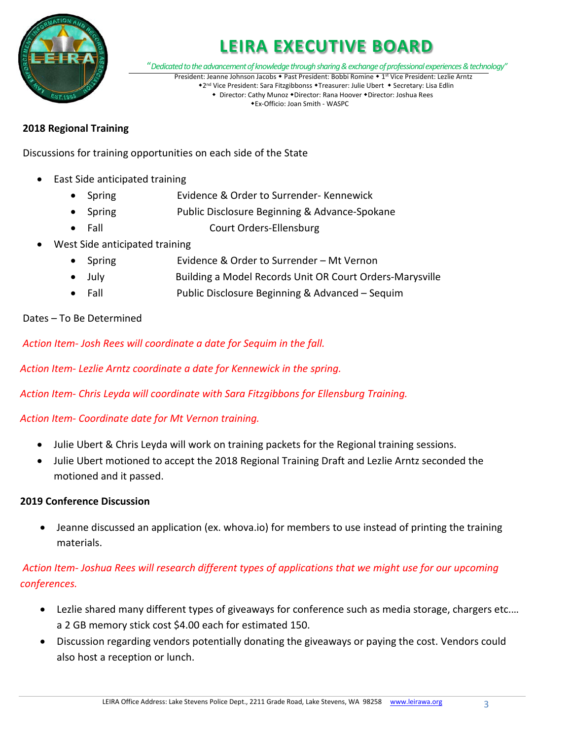# LEIRA EXECUTIVE BOARD

*"Dedicated to the advancement of knowledge through sharing & exchange of professional experiences & technology"*

President: Jeanne Johnson Jacobs ◆ Past President: Bobbi Romine ◆ 1st Vice President: Lezlie Arntz
◆2nd Vice President: Sara Fitzgibbonss ◆Treasurer: Julie Ubert ◆ Secretary: Lisa Edlin
◆ Director: Cathy Munoz ◆Director: Rana Hoover ◆Director: Joshua Rees
◆Ex-Officio: Joan Smith - WASPC

**2018 Regional Training**

Discussions for training opportunities on each side of the State

- East Side anticipated training
  - Spring Evidence & Order to Surrender- Kennewick
  - Spring Public Disclosure Beginning & Advance-Spokane
  - Fall Court Orders-Ellensburg
- West Side anticipated training
  - Spring Evidence & Order to Surrender – Mt Vernon
  - July Building a Model Records Unit OR Court Orders-Marysville
  - Fall Public Disclosure Beginning & Advanced – Sequim

Dates – To Be Determined

*Action Item- Josh Rees will coordinate a date for Sequim in the fall.*

*Action Item- Lezlie Arntz coordinate a date for Kennewick in the spring.*

*Action Item- Chris Leyda will coordinate with Sara Fitzgibbons for Ellensburg Training.*

*Action Item- Coordinate date for Mt Vernon training.*

- Julie Ubert & Chris Leyda will work on training packets for the Regional training sessions.
- Julie Ubert motioned to accept the 2018 Regional Training Draft and Lezlie Arntz seconded the motioned and it passed.

**2019 Conference Discussion**

- Jeanne discussed an application (ex. whova.io) for members to use instead of printing the training materials.

*Action Item- Joshua Rees will research different types of applications that we might use for our upcoming conferences.*

- Lezlie shared many different types of giveaways for conference such as media storage, chargers etc.… a 2 GB memory stick cost $4.00 each for estimated 150.
- Discussion regarding vendors potentially donating the giveaways or paying the cost. Vendors could also host a reception or lunch.

LEIRA Office Address: Lake Stevens Police Dept., 2211 Grade Road, Lake Stevens, WA 98258 www.leirawa.org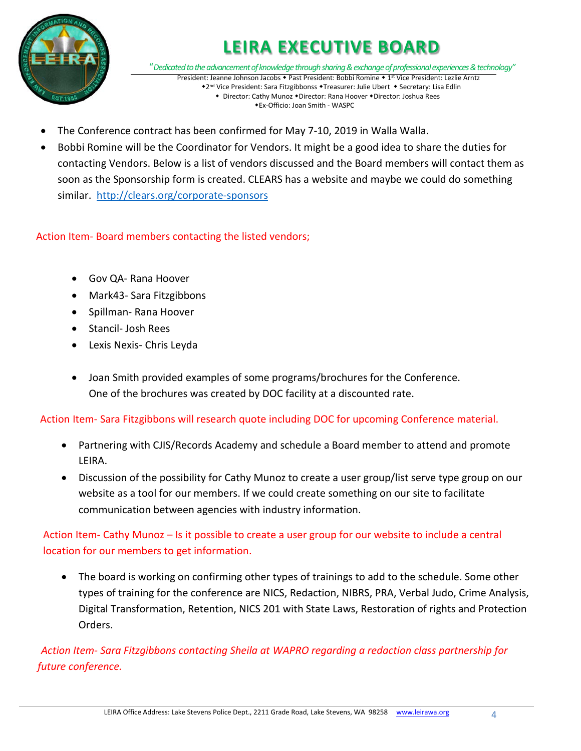# LEIRA EXECUTIVE BOARD

*"Dedicated to the advancement of knowledge through sharing & exchange of professional experiences & technology"*

President: Jeanne Johnson Jacobs ◆ Past President: Bobbi Romine ◆ 1st Vice President: Lezlie Arntz
◆2nd Vice President: Sara Fitzgibbonss ◆Treasurer: Julie Ubert ◆ Secretary: Lisa Edlin
◆ Director: Cathy Munoz ◆Director: Rana Hoover ◆Director: Joshua Rees
◆Ex-Officio: Joan Smith - WASPC

- The Conference contract has been confirmed for May 7-10, 2019 in Walla Walla.
- Bobbi Romine will be the Coordinator for Vendors. It might be a good idea to share the duties for contacting Vendors. Below is a list of vendors discussed and the Board members will contact them as soon as the Sponsorship form is created. CLEARS has a website and maybe we could do something similar. http://clears.org/corporate-sponsors

Action Item- Board members contacting the listed vendors;

- Gov QA- Rana Hoover
- Mark43- Sara Fitzgibbons
- Spillman- Rana Hoover
- Stancil- Josh Rees
- Lexis Nexis- Chris Leyda

- Joan Smith provided examples of some programs/brochures for the Conference. One of the brochures was created by DOC facility at a discounted rate.

Action Item- Sara Fitzgibbons will research quote including DOC for upcoming Conference material.

- Partnering with CJIS/Records Academy and schedule a Board member to attend and promote LEIRA.
- Discussion of the possibility for Cathy Munoz to create a user group/list serve type group on our website as a tool for our members. If we could create something on our site to facilitate communication between agencies with industry information.

Action Item- Cathy Munoz – Is it possible to create a user group for our website to include a central location for our members to get information.

- The board is working on confirming other types of trainings to add to the schedule. Some other types of training for the conference are NICS, Redaction, NIBRS, PRA, Verbal Judo, Crime Analysis, Digital Transformation, Retention, NICS 201 with State Laws, Restoration of rights and Protection Orders.

*Action Item- Sara Fitzgibbons contacting Sheila at WAPRO regarding a redaction class partnership for future conference.*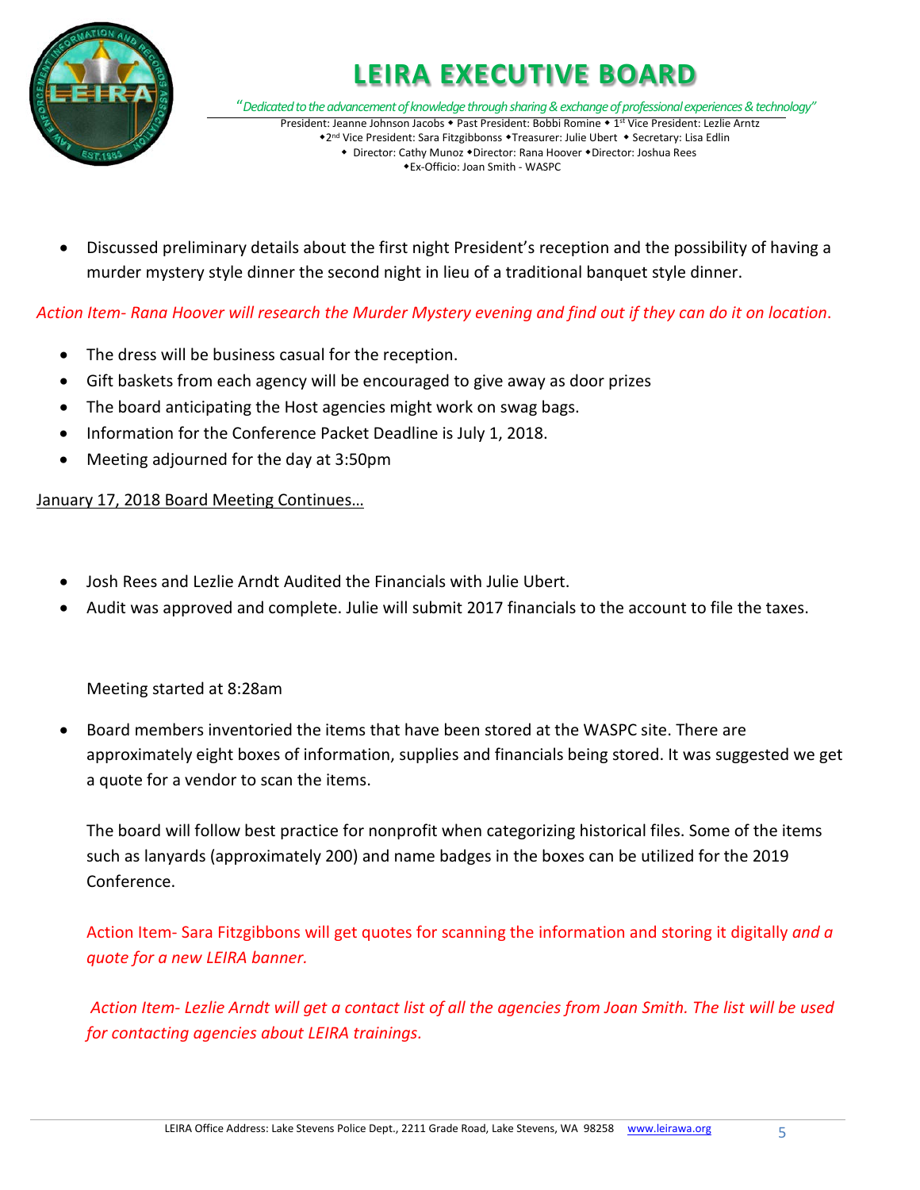- Discussed preliminary details about the first night President's reception and the possibility of having a murder mystery style dinner the second night in lieu of a traditional banquet style dinner.

*Action Item- Rana Hoover will research the Murder Mystery evening and find out if they can do it on location.*

- The dress will be business casual for the reception.
- Gift baskets from each agency will be encouraged to give away as door prizes
- The board anticipating the Host agencies might work on swag bags.
- Information for the Conference Packet Deadline is July 1, 2018.
- Meeting adjourned for the day at 3:50pm

January 17, 2018 Board Meeting Continues…

- Josh Rees and Lezlie Arndt Audited the Financials with Julie Ubert.
- Audit was approved and complete. Julie will submit 2017 financials to the account to file the taxes.

Meeting started at 8:28am

- Board members inventoried the items that have been stored at the WASPC site. There are approximately eight boxes of information, supplies and financials being stored. It was suggested we get a quote for a vendor to scan the items.

  The board will follow best practice for nonprofit when categorizing historical files. Some of the items such as lanyards (approximately 200) and name badges in the boxes can be utilized for the 2019 Conference.

  Action Item- Sara Fitzgibbons will get quotes for scanning the information and storing it digitally *and a quote for a new LEIRA banner.*

  *Action Item- Lezlie Arndt will get a contact list of all the agencies from Joan Smith. The list will be used for contacting agencies about LEIRA trainings.*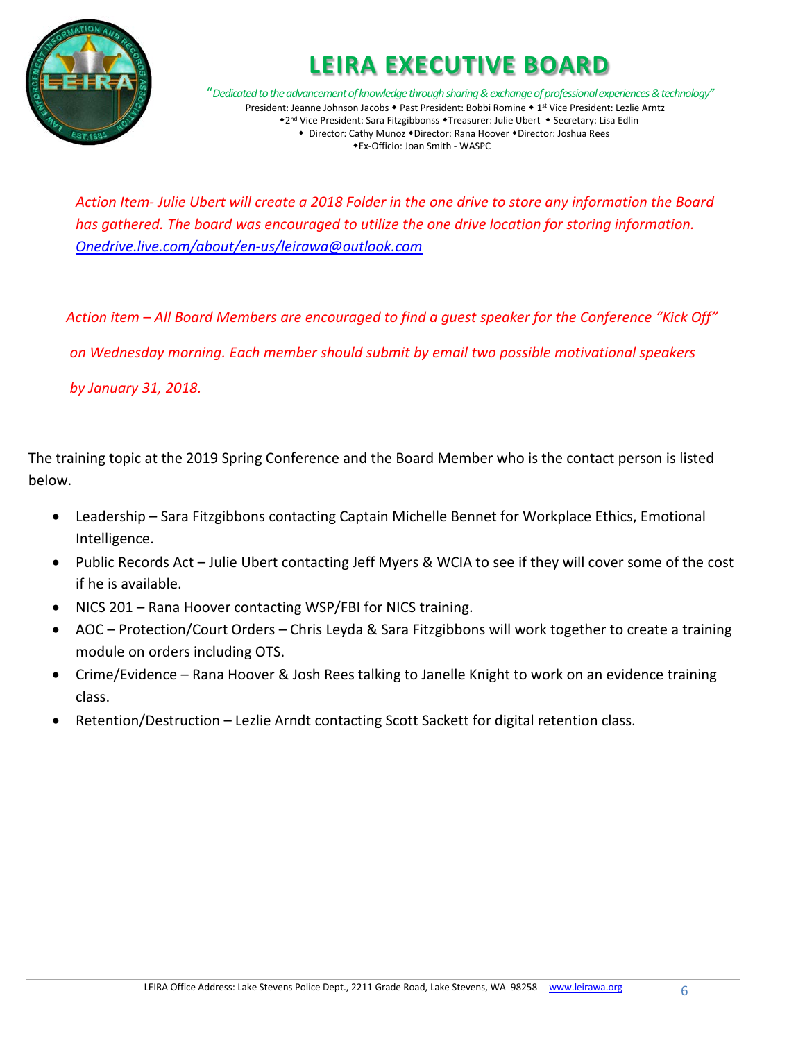*Action Item- Julie Ubert will create a 2018 Folder in the one drive to store any information the Board has gathered. The board was encouraged to utilize the one drive location for storing information.* [*Onedrive.live.com/about/en-us/leirawa@outlook.com*](Onedrive.live.com/about/en-us/leirawa@outlook.com)

*Action item – All Board Members are encouraged to find a guest speaker for the Conference "Kick Off" on Wednesday morning. Each member should submit by email two possible motivational speakers by January 31, 2018.*

The training topic at the 2019 Spring Conference and the Board Member who is the contact person is listed below.

- Leadership – Sara Fitzgibbons contacting Captain Michelle Bennet for Workplace Ethics, Emotional Intelligence.
- Public Records Act – Julie Ubert contacting Jeff Myers & WCIA to see if they will cover some of the cost if he is available.
- NICS 201 – Rana Hoover contacting WSP/FBI for NICS training.
- AOC – Protection/Court Orders – Chris Leyda & Sara Fitzgibbons will work together to create a training module on orders including OTS.
- Crime/Evidence – Rana Hoover & Josh Rees talking to Janelle Knight to work on an evidence training class.
- Retention/Destruction – Lezlie Arndt contacting Scott Sackett for digital retention class.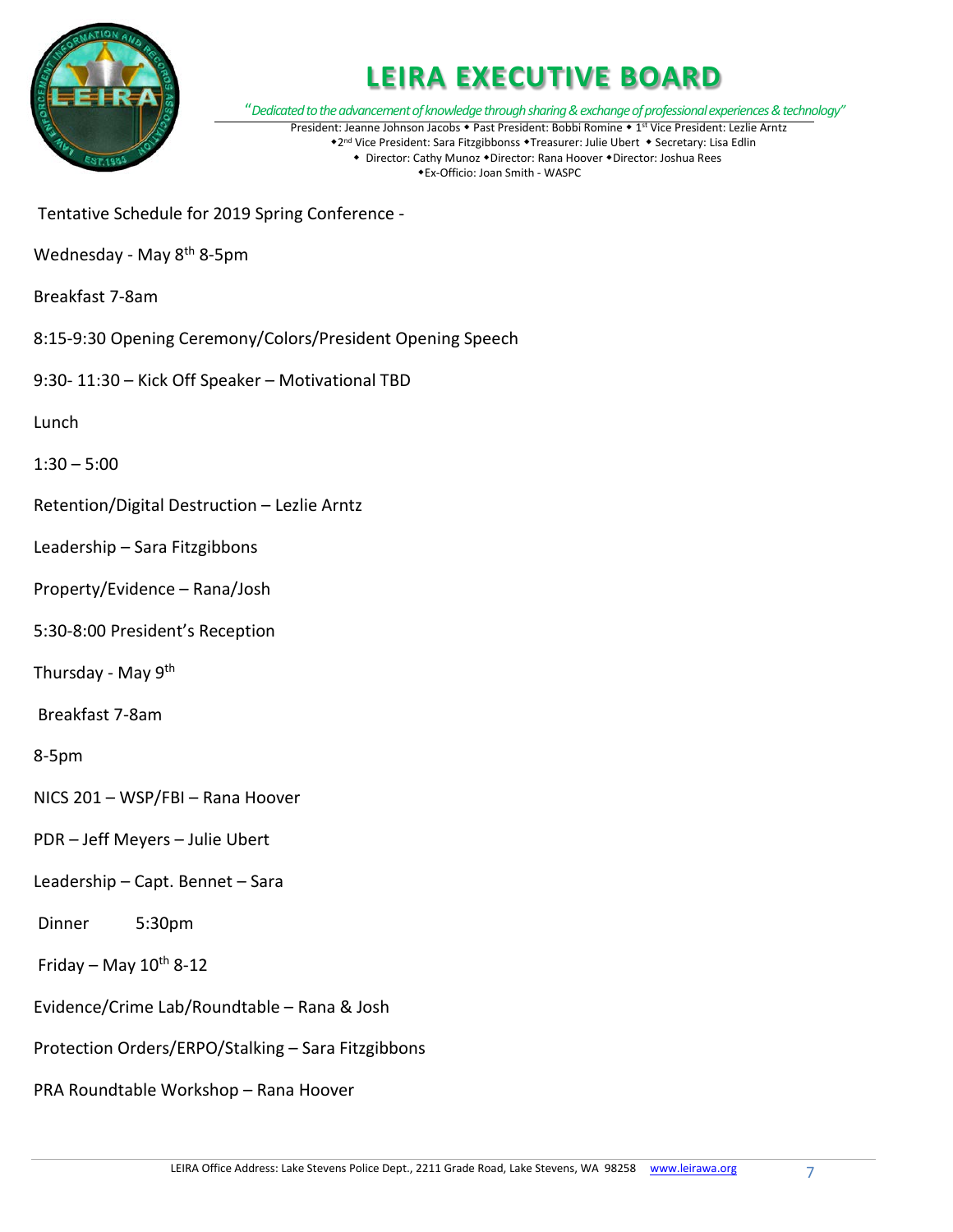# LEIRA EXECUTIVE BOARD

*"Dedicated to the advancement of knowledge through sharing & exchange of professional experiences & technology"*

President: Jeanne Johnson Jacobs ◆ Past President: Bobbi Romine ◆ 1st Vice President: Lezlie Arntz
◆2nd Vice President: Sara Fitzgibbonss ◆Treasurer: Julie Ubert ◆ Secretary: Lisa Edlin
◆ Director: Cathy Munoz ◆Director: Rana Hoover ◆Director: Joshua Rees
◆Ex-Officio: Joan Smith - WASPC

Tentative Schedule for 2019 Spring Conference -

Wednesday - May 8th 8-5pm

Breakfast 7-8am

8:15-9:30 Opening Ceremony/Colors/President Opening Speech

9:30- 11:30 – Kick Off Speaker – Motivational TBD

Lunch

1:30 – 5:00

Retention/Digital Destruction – Lezlie Arntz

Leadership – Sara Fitzgibbons

Property/Evidence – Rana/Josh

5:30-8:00 President's Reception

Thursday - May 9th

Breakfast 7-8am

8-5pm

NICS 201 – WSP/FBI – Rana Hoover

PDR – Jeff Meyers – Julie Ubert

Leadership – Capt. Bennet – Sara

Dinner 5:30pm

Friday – May 10th 8-12

Evidence/Crime Lab/Roundtable – Rana & Josh

Protection Orders/ERPO/Stalking – Sara Fitzgibbons

PRA Roundtable Workshop – Rana Hoover

LEIRA Office Address: Lake Stevens Police Dept., 2211 Grade Road, Lake Stevens, WA 98258 www.leirawa.org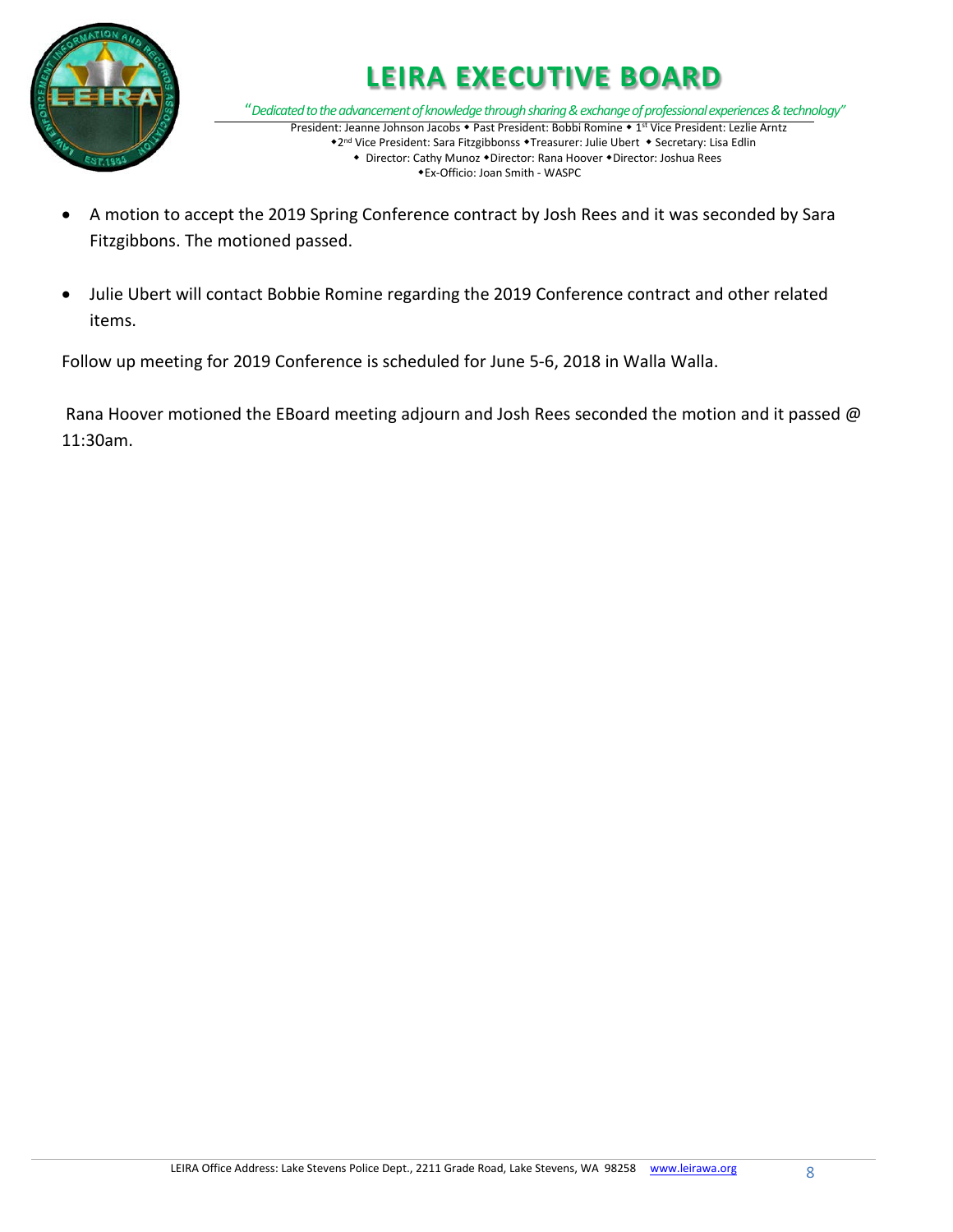# LEIRA EXECUTIVE BOARD

*"Dedicated to the advancement of knowledge through sharing & exchange of professional experiences & technology"*

President: Jeanne Johnson Jacobs ◆ Past President: Bobbi Romine ◆ 1st Vice President: Lezlie Arntz ◆2nd Vice President: Sara Fitzgibbonss ◆Treasurer: Julie Ubert ◆ Secretary: Lisa Edlin ◆ Director: Cathy Munoz ◆Director: Rana Hoover ◆Director: Joshua Rees ◆Ex-Officio: Joan Smith - WASPC

- A motion to accept the 2019 Spring Conference contract by Josh Rees and it was seconded by Sara Fitzgibbons. The motioned passed.
- Julie Ubert will contact Bobbie Romine regarding the 2019 Conference contract and other related items.

Follow up meeting for 2019 Conference is scheduled for June 5-6, 2018 in Walla Walla.

Rana Hoover motioned the EBoard meeting adjourn and Josh Rees seconded the motion and it passed @ 11:30am.

LEIRA Office Address: Lake Stevens Police Dept., 2211 Grade Road, Lake Stevens, WA 98258 www.leirawa.org